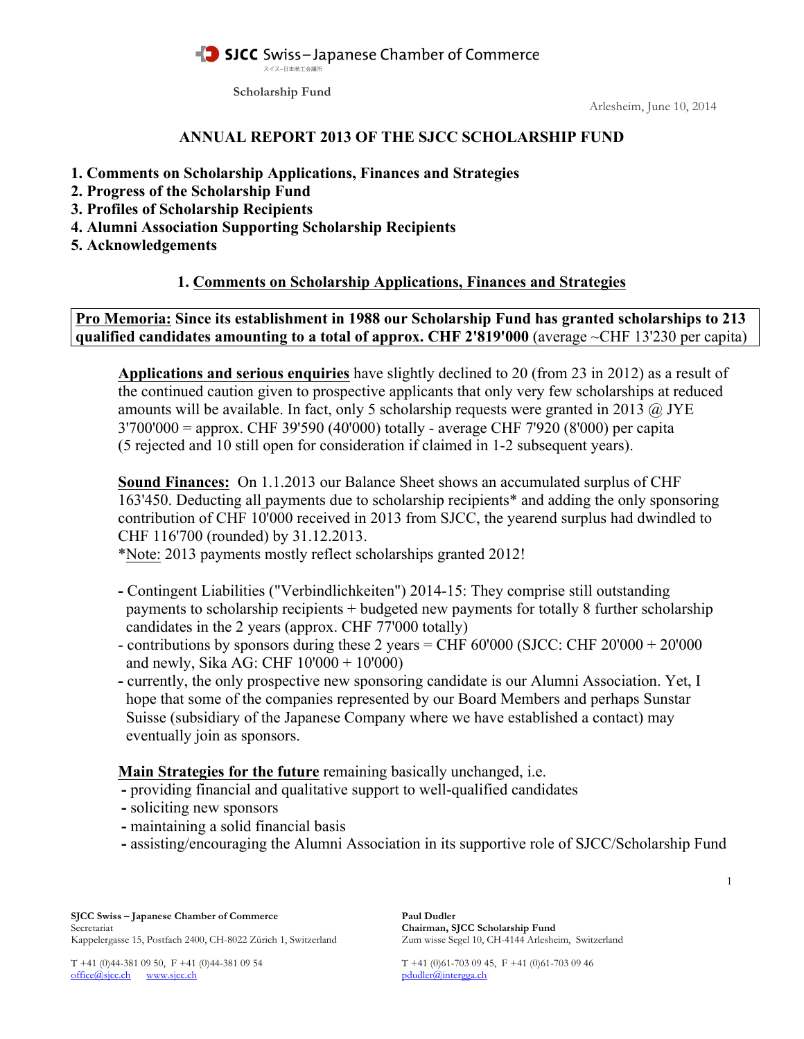**SJCC** Swiss – Japanese Chamber of Commerce
スイス–日本商工会議所

**Scholarship Fund**

Arlesheim, June 10, 2014

# ANNUAL REPORT 2013 OF THE SJCC SCHOLARSHIP FUND

**1. Comments on Scholarship Applications, Finances and Strategies**
**2. Progress of the Scholarship Fund**
**3. Profiles of Scholarship Recipients**
**4. Alumni Association Supporting Scholarship Recipients**
**5. Acknowledgements**

## 1. Comments on Scholarship Applications, Finances and Strategies

**Pro Memoria: Since its establishment in 1988 our Scholarship Fund has granted scholarships to 213 qualified candidates amounting to a total of approx. CHF 2'819'000** (average ~CHF 13'230 per capita)

**Applications and serious enquiries** have slightly declined to 20 (from 23 in 2012) as a result of the continued caution given to prospective applicants that only very few scholarships at reduced amounts will be available. In fact, only 5 scholarship requests were granted in 2013 @ JYE 3'700'000 = approx. CHF 39'590 (40'000) totally - average CHF 7'920 (8'000) per capita (5 rejected and 10 still open for consideration if claimed in 1-2 subsequent years).

**Sound Finances:** On 1.1.2013 our Balance Sheet shows an accumulated surplus of CHF 163'450. Deducting all payments due to scholarship recipients* and adding the only sponsoring contribution of CHF 10'000 received in 2013 from SJCC, the yearend surplus had dwindled to CHF 116'700 (rounded) by 31.12.2013.
*Note: 2013 payments mostly reflect scholarships granted 2012!

- Contingent Liabilities ("Verbindlichkeiten") 2014-15: They comprise still outstanding payments to scholarship recipients + budgeted new payments for totally 8 further scholarship candidates in the 2 years (approx. CHF 77'000 totally)
- contributions by sponsors during these 2 years = CHF 60'000 (SJCC: CHF 20'000 + 20'000 and newly, Sika AG: CHF 10'000 + 10'000)
- currently, the only prospective new sponsoring candidate is our Alumni Association. Yet, I hope that some of the companies represented by our Board Members and perhaps Sunstar Suisse (subsidiary of the Japanese Company where we have established a contact) may eventually join as sponsors.

**Main Strategies for the future** remaining basically unchanged, i.e.
- providing financial and qualitative support to well-qualified candidates
- soliciting new sponsors
- maintaining a solid financial basis
- assisting/encouraging the Alumni Association in its supportive role of SJCC/Scholarship Fund

**SJCC Swiss – Japanese Chamber of Commerce**
Secretariat
Kappelergasse 15, Postfach 2400, CH-8022 Zürich 1, Switzerland
T +41 (0)44-381 09 50, F +41 (0)44-381 09 54
office@sjcc.ch www.sjcc.ch

**Paul Dudler**
**Chairman, SJCC Scholarship Fund**
Zum wisse Segel 10, CH-4144 Arlesheim, Switzerland
T +41 (0)61-703 09 45, F +41 (0)61-703 09 46
pdudler@intergga.ch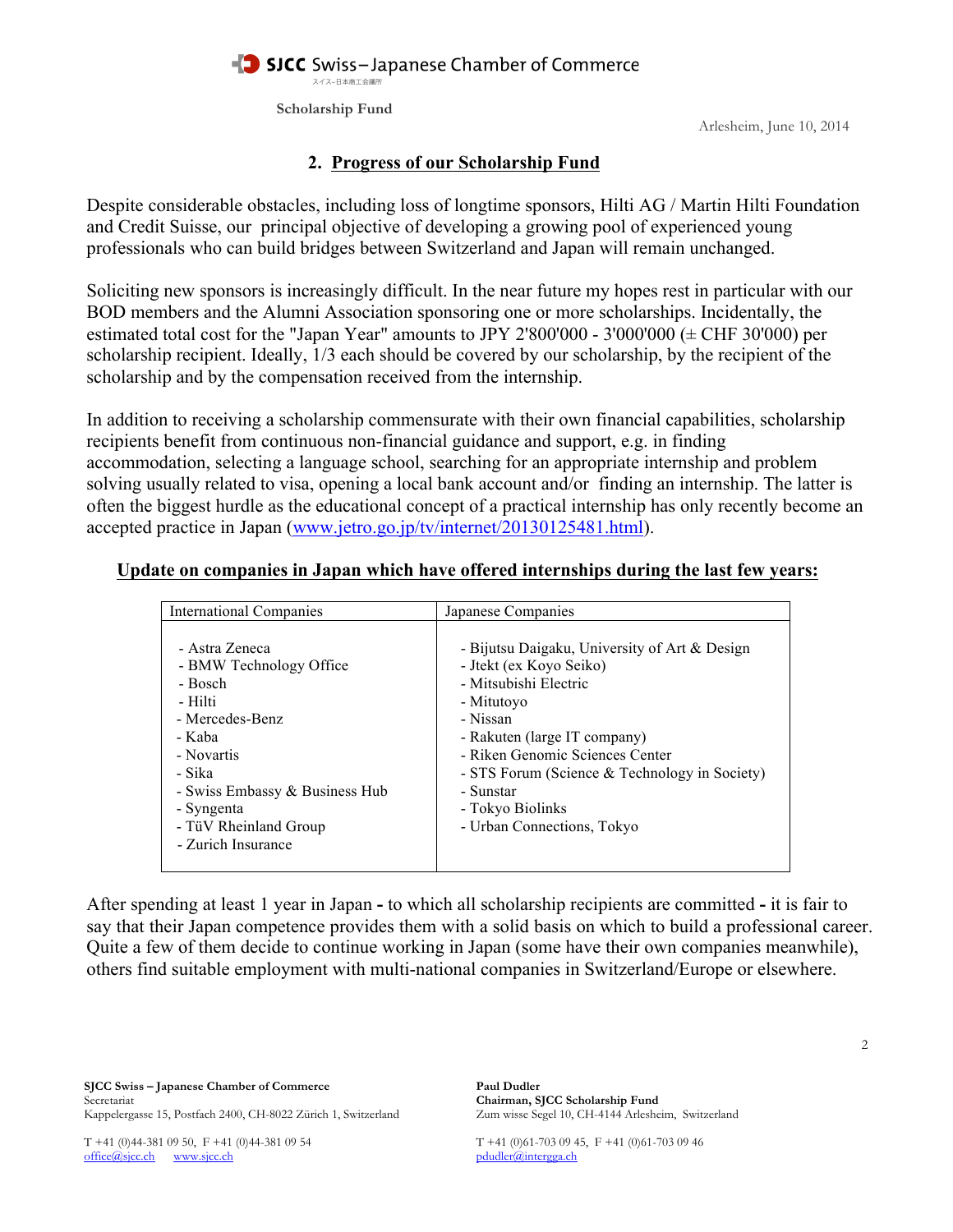Scholarship Fund

Arlesheim, June 10, 2014

## 2. Progress of our Scholarship Fund

Despite considerable obstacles, including loss of longtime sponsors, Hilti AG / Martin Hilti Foundation and Credit Suisse, our principal objective of developing a growing pool of experienced young professionals who can build bridges between Switzerland and Japan will remain unchanged.

Soliciting new sponsors is increasingly difficult. In the near future my hopes rest in particular with our BOD members and the Alumni Association sponsoring one or more scholarships. Incidentally, the estimated total cost for the "Japan Year" amounts to JPY 2'800'000 - 3'000'000 (± CHF 30'000) per scholarship recipient. Ideally, 1/3 each should be covered by our scholarship, by the recipient of the scholarship and by the compensation received from the internship.

In addition to receiving a scholarship commensurate with their own financial capabilities, scholarship recipients benefit from continuous non-financial guidance and support, e.g. in finding accommodation, selecting a language school, searching for an appropriate internship and problem solving usually related to visa, opening a local bank account and/or finding an internship. The latter is often the biggest hurdle as the educational concept of a practical internship has only recently become an accepted practice in Japan (www.jetro.go.jp/tv/internet/20130125481.html).

**Update on companies in Japan which have offered internships during the last few years:**

| International Companies | Japanese Companies |
|---|---|
| - Astra Zeneca<br>- BMW Technology Office<br>- Bosch<br>- Hilti<br>- Mercedes-Benz<br>- Kaba<br>- Novartis<br>- Sika<br>- Swiss Embassy & Business Hub<br>- Syngenta<br>- TüV Rheinland Group<br>- Zurich Insurance | - Bijutsu Daigaku, University of Art & Design<br>- Jtekt (ex Koyo Seiko)<br>- Mitsubishi Electric<br>- Mitutoyo<br>- Nissan<br>- Rakuten (large IT company)<br>- Riken Genomic Sciences Center<br>- STS Forum (Science & Technology in Society)<br>- Sunstar<br>- Tokyo Biolinks<br>- Urban Connections, Tokyo |

After spending at least 1 year in Japan **-** to which all scholarship recipients are committed **-** it is fair to say that their Japan competence provides them with a solid basis on which to build a professional career. Quite a few of them decide to continue working in Japan (some have their own companies meanwhile), others find suitable employment with multi-national companies in Switzerland/Europe or elsewhere.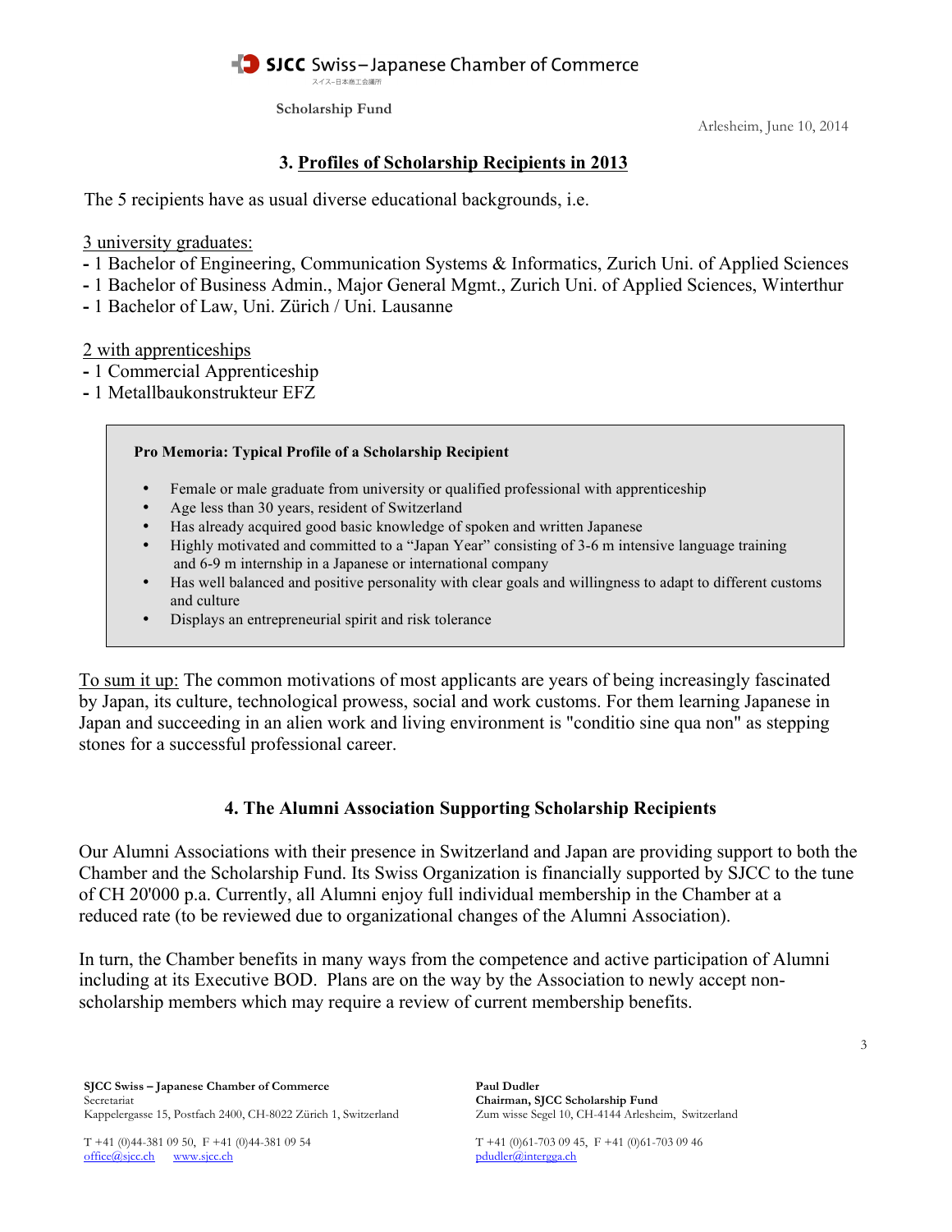## 3. Profiles of Scholarship Recipients in 2013

The 5 recipients have as usual diverse educational backgrounds, i.e.

3 university graduates:

- 1 Bachelor of Engineering, Communication Systems & Informatics, Zurich Uni. of Applied Sciences
- 1 Bachelor of Business Admin., Major General Mgmt., Zurich Uni. of Applied Sciences, Winterthur
- 1 Bachelor of Law, Uni. Zürich / Uni. Lausanne

2 with apprenticeships

- 1 Commercial Apprenticeship
- 1 Metallbaukonstrukteur EFZ

> **Pro Memoria: Typical Profile of a Scholarship Recipient**
>
> - Female or male graduate from university or qualified professional with apprenticeship
> - Age less than 30 years, resident of Switzerland
> - Has already acquired good basic knowledge of spoken and written Japanese
> - Highly motivated and committed to a "Japan Year" consisting of 3-6 m intensive language training and 6-9 m internship in a Japanese or international company
> - Has well balanced and positive personality with clear goals and willingness to adapt to different customs and culture
> - Displays an entrepreneurial spirit and risk tolerance

To sum it up: The common motivations of most applicants are years of being increasingly fascinated by Japan, its culture, technological prowess, social and work customs. For them learning Japanese in Japan and succeeding in an alien work and living environment is "conditio sine qua non" as stepping stones for a successful professional career.

## 4. The Alumni Association Supporting Scholarship Recipients

Our Alumni Associations with their presence in Switzerland and Japan are providing support to both the Chamber and the Scholarship Fund. Its Swiss Organization is financially supported by SJCC to the tune of CH 20'000 p.a. Currently, all Alumni enjoy full individual membership in the Chamber at a reduced rate (to be reviewed due to organizational changes of the Alumni Association).

In turn, the Chamber benefits in many ways from the competence and active participation of Alumni including at its Executive BOD. Plans are on the way by the Association to newly accept non-scholarship members which may require a review of current membership benefits.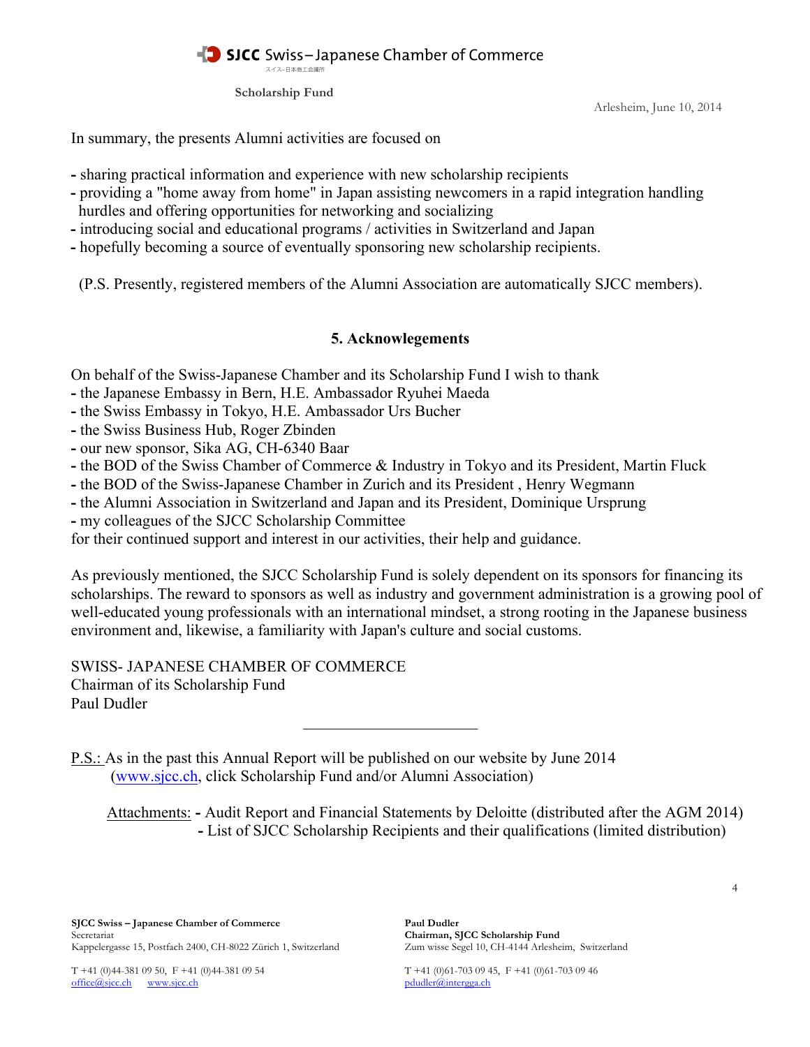In summary, the presents Alumni activities are focused on

- sharing practical information and experience with new scholarship recipients
- providing a "home away from home" in Japan assisting newcomers in a rapid integration handling hurdles and offering opportunities for networking and socializing
- introducing social and educational programs / activities in Switzerland and Japan
- hopefully becoming a source of eventually sponsoring new scholarship recipients.

(P.S. Presently, registered members of the Alumni Association are automatically SJCC members).

## 5. Acknowlegements

On behalf of the Swiss-Japanese Chamber and its Scholarship Fund I wish to thank

- the Japanese Embassy in Bern, H.E. Ambassador Ryuhei Maeda
- the Swiss Embassy in Tokyo, H.E. Ambassador Urs Bucher
- the Swiss Business Hub, Roger Zbinden
- our new sponsor, Sika AG, CH-6340 Baar
- the BOD of the Swiss Chamber of Commerce & Industry in Tokyo and its President, Martin Fluck
- the BOD of the Swiss-Japanese Chamber in Zurich and its President , Henry Wegmann
- the Alumni Association in Switzerland and Japan and its President, Dominique Ursprung
- my colleagues of the SJCC Scholarship Committee

for their continued support and interest in our activities, their help and guidance.

As previously mentioned, the SJCC Scholarship Fund is solely dependent on its sponsors for financing its scholarships. The reward to sponsors as well as industry and government administration is a growing pool of well-educated young professionals with an international mindset, a strong rooting in the Japanese business environment and, likewise, a familiarity with Japan's culture and social customs.

SWISS- JAPANESE CHAMBER OF COMMERCE
Chairman of its Scholarship Fund
Paul Dudler

---

P.S.: As in the past this Annual Report will be published on our website by June 2014 (www.sjcc.ch, click Scholarship Fund and/or Alumni Association)

Attachments: - Audit Report and Financial Statements by Deloitte (distributed after the AGM 2014)
- List of SJCC Scholarship Recipients and their qualifications (limited distribution)